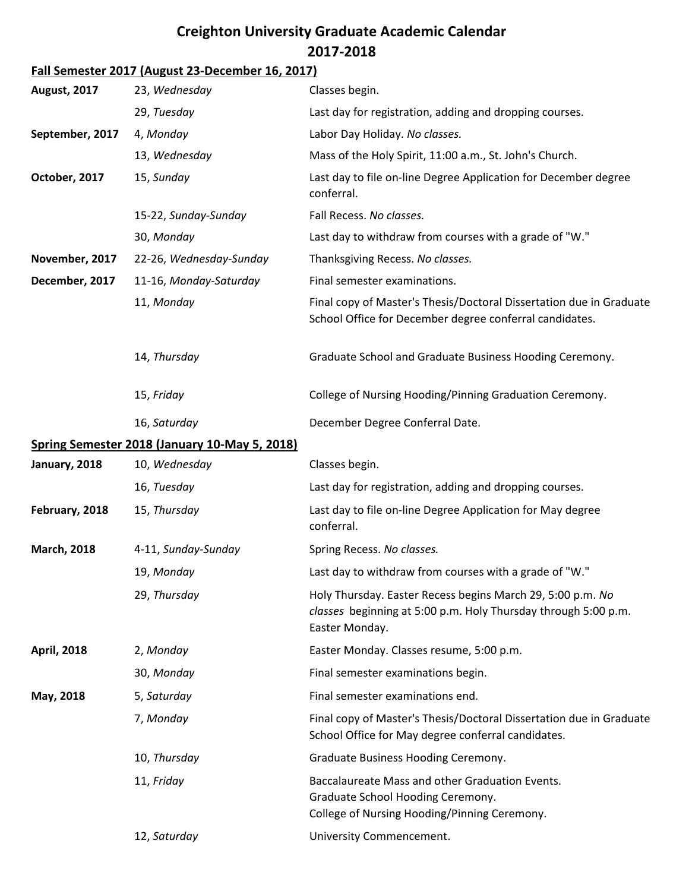# Creighton University Graduate Academic Calendar
# 2017-2018

## Fall Semester 2017 (August 23-December 16, 2017)

| | | |
|---|---|---|
| **August, 2017** | 23, *Wednesday* | Classes begin. |
| | 29, *Tuesday* | Last day for registration, adding and dropping courses. |
| **September, 2017** | 4, *Monday* | Labor Day Holiday. *No classes.* |
| | 13, *Wednesday* | Mass of the Holy Spirit, 11:00 a.m., St. John's Church. |
| **October, 2017** | 15, *Sunday* | Last day to file on-line Degree Application for December degree conferral. |
| | 15-22, *Sunday-Sunday* | Fall Recess. *No classes.* |
| | 30, *Monday* | Last day to withdraw from courses with a grade of "W." |
| **November, 2017** | 22-26, *Wednesday-Sunday* | Thanksgiving Recess. *No classes.* |
| **December, 2017** | 11-16, *Monday-Saturday* | Final semester examinations. |
| | 11, *Monday* | Final copy of Master's Thesis/Doctoral Dissertation due in Graduate School Office for December degree conferral candidates. |
| | 14, *Thursday* | Graduate School and Graduate Business Hooding Ceremony. |
| | 15, *Friday* | College of Nursing Hooding/Pinning Graduation Ceremony. |
| | 16, *Saturday* | December Degree Conferral Date. |

## Spring Semester 2018 (January 10-May 5, 2018)

| | | |
|---|---|---|
| **January, 2018** | 10, *Wednesday* | Classes begin. |
| | 16, *Tuesday* | Last day for registration, adding and dropping courses. |
| **February, 2018** | 15, *Thursday* | Last day to file on-line Degree Application for May degree conferral. |
| **March, 2018** | 4-11, *Sunday-Sunday* | Spring Recess. *No classes.* |
| | 19, *Monday* | Last day to withdraw from courses with a grade of "W." |
| | 29, *Thursday* | Holy Thursday. Easter Recess begins March 29, 5:00 p.m. *No classes* beginning at 5:00 p.m. Holy Thursday through 5:00 p.m. Easter Monday. |
| **April, 2018** | 2, *Monday* | Easter Monday. Classes resume, 5:00 p.m. |
| | 30, *Monday* | Final semester examinations begin. |
| **May, 2018** | 5, *Saturday* | Final semester examinations end. |
| | 7, *Monday* | Final copy of Master's Thesis/Doctoral Dissertation due in Graduate School Office for May degree conferral candidates. |
| | 10, *Thursday* | Graduate Business Hooding Ceremony. |
| | 11, *Friday* | Baccalaureate Mass and other Graduation Events.<br>Graduate School Hooding Ceremony.<br>College of Nursing Hooding/Pinning Ceremony. |
| | 12, *Saturday* | University Commencement. |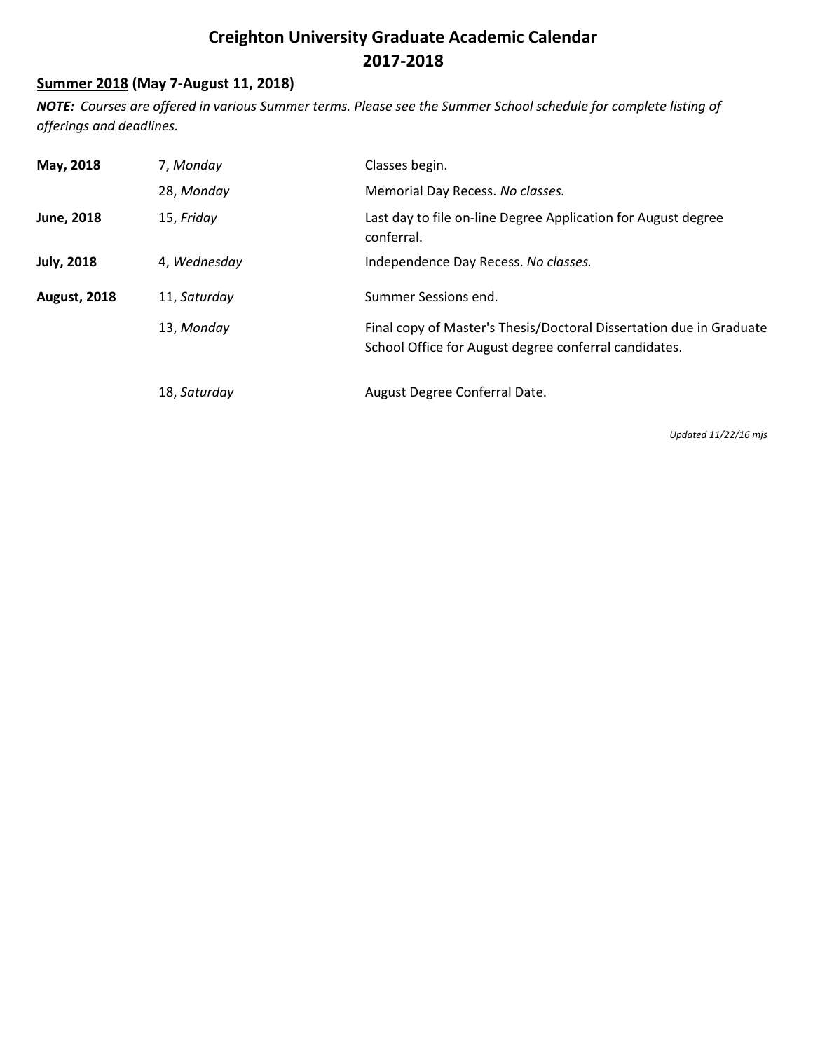# Creighton University Graduate Academic Calendar 2017-2018

**Summer 2018 (May 7-August 11, 2018)**

***NOTE:** Courses are offered in various Summer terms. Please see the Summer School schedule for complete listing of offerings and deadlines.*

| | | |
|---|---|---|
| **May, 2018** | 7, *Monday* | Classes begin. |
| | 28, *Monday* | Memorial Day Recess. *No classes.* |
| **June, 2018** | 15, *Friday* | Last day to file on-line Degree Application for August degree conferral. |
| **July, 2018** | 4, *Wednesday* | Independence Day Recess. *No classes.* |
| **August, 2018** | 11, *Saturday* | Summer Sessions end. |
| | 13, *Monday* | Final copy of Master's Thesis/Doctoral Dissertation due in Graduate School Office for August degree conferral candidates. |
| | 18, *Saturday* | August Degree Conferral Date. |

*Updated 11/22/16 mjs*